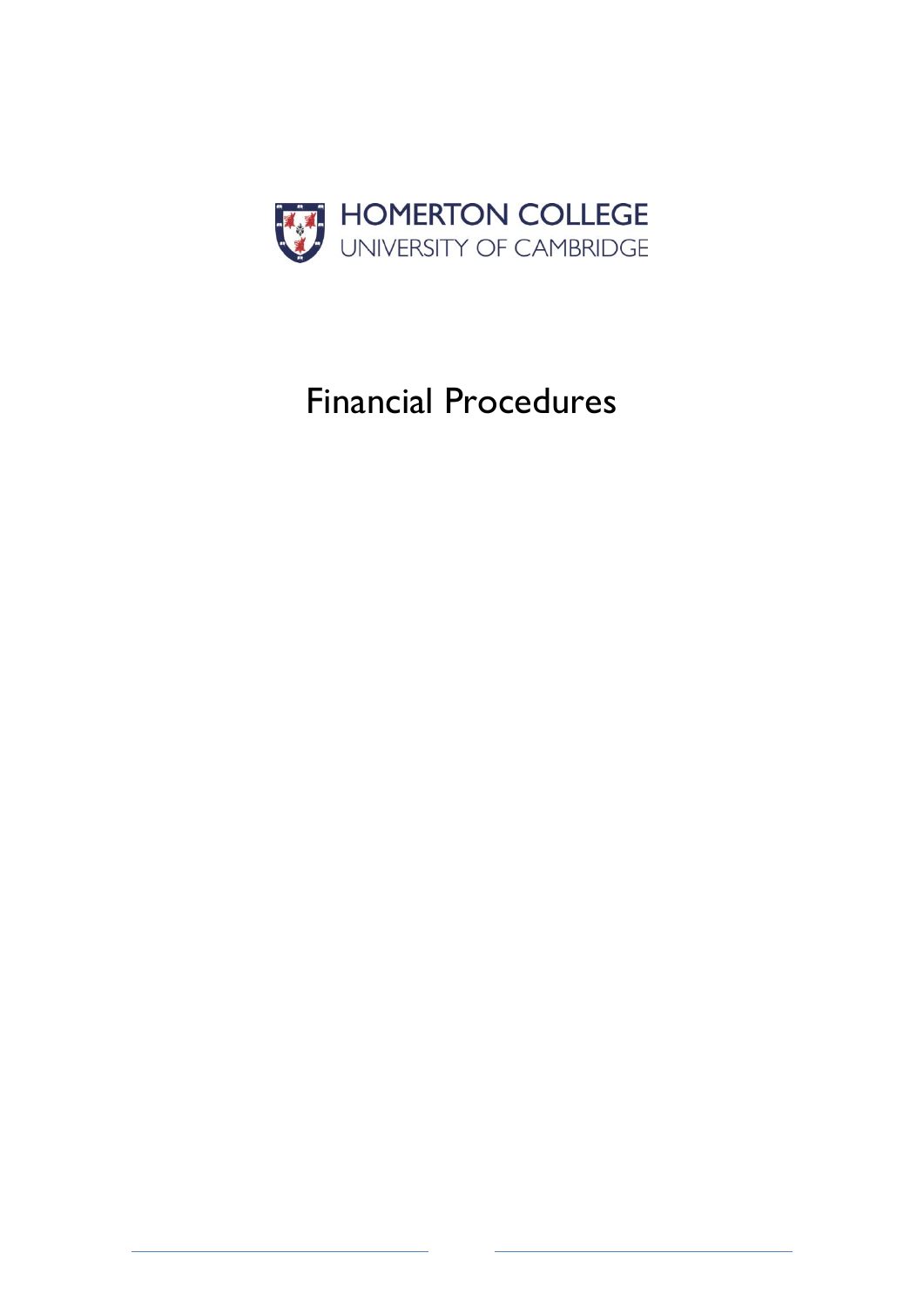HOMERTON COLLEGE
UNIVERSITY OF CAMBRIDGE

# Financial Procedures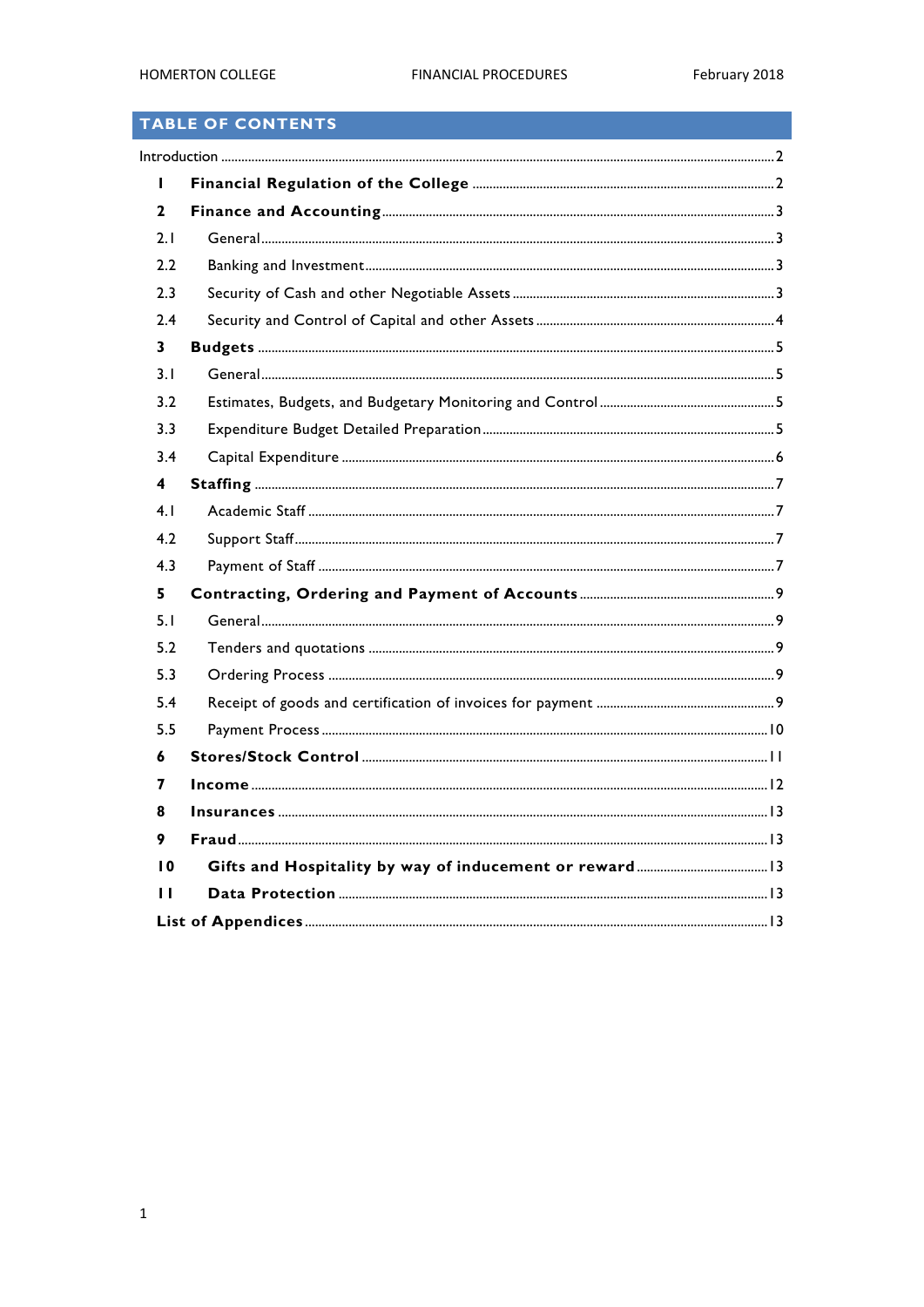## TABLE OF CONTENTS

Introduction ..... 2

**1 Financial Regulation of the College** ..... 2

**2 Finance and Accounting** ..... 3

2.1 General ..... 3

2.2 Banking and Investment ..... 3

2.3 Security of Cash and other Negotiable Assets ..... 3

2.4 Security and Control of Capital and other Assets ..... 4

**3 Budgets** ..... 5

3.1 General ..... 5

3.2 Estimates, Budgets, and Budgetary Monitoring and Control ..... 5

3.3 Expenditure Budget Detailed Preparation ..... 5

3.4 Capital Expenditure ..... 6

**4 Staffing** ..... 7

4.1 Academic Staff ..... 7

4.2 Support Staff ..... 7

4.3 Payment of Staff ..... 7

**5 Contracting, Ordering and Payment of Accounts** ..... 9

5.1 General ..... 9

5.2 Tenders and quotations ..... 9

5.3 Ordering Process ..... 9

5.4 Receipt of goods and certification of invoices for payment ..... 9

5.5 Payment Process ..... 10

**6 Stores/Stock Control** ..... 11

**7 Income** ..... 12

**8 Insurances** ..... 13

**9 Fraud** ..... 13

**10 Gifts and Hospitality by way of inducement or reward** ..... 13

**11 Data Protection** ..... 13

**List of Appendices** ..... 13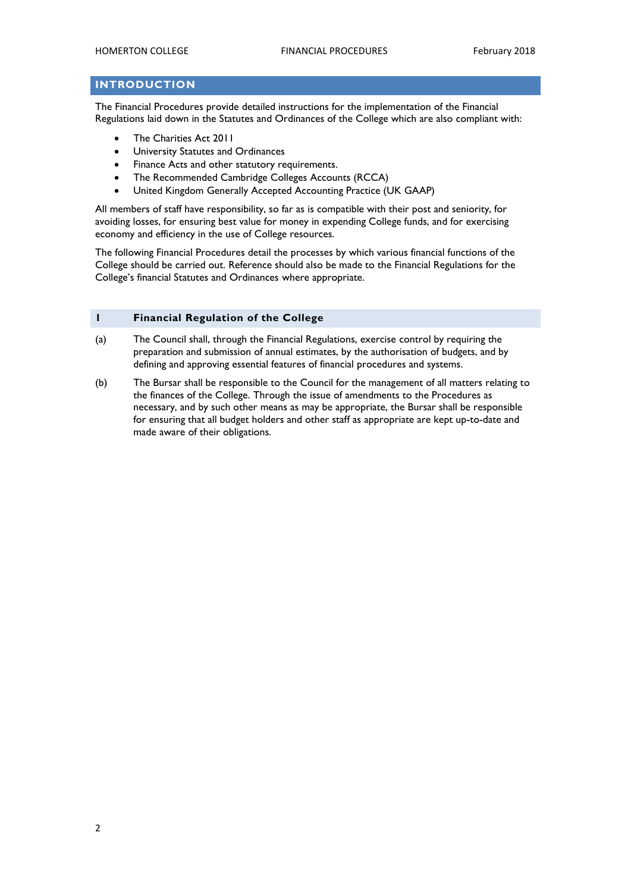## INTRODUCTION

The Financial Procedures provide detailed instructions for the implementation of the Financial Regulations laid down in the Statutes and Ordinances of the College which are also compliant with:

- The Charities Act 2011
- University Statutes and Ordinances
- Finance Acts and other statutory requirements.
- The Recommended Cambridge Colleges Accounts (RCCA)
- United Kingdom Generally Accepted Accounting Practice (UK GAAP)

All members of staff have responsibility, so far as is compatible with their post and seniority, for avoiding losses, for ensuring best value for money in expending College funds, and for exercising economy and efficiency in the use of College resources.

The following Financial Procedures detail the processes by which various financial functions of the College should be carried out. Reference should also be made to the Financial Regulations for the College's financial Statutes and Ordinances where appropriate.

### 1 Financial Regulation of the College

(a) The Council shall, through the Financial Regulations, exercise control by requiring the preparation and submission of annual estimates, by the authorisation of budgets, and by defining and approving essential features of financial procedures and systems.

(b) The Bursar shall be responsible to the Council for the management of all matters relating to the finances of the College. Through the issue of amendments to the Procedures as necessary, and by such other means as may be appropriate, the Bursar shall be responsible for ensuring that all budget holders and other staff as appropriate are kept up-to-date and made aware of their obligations.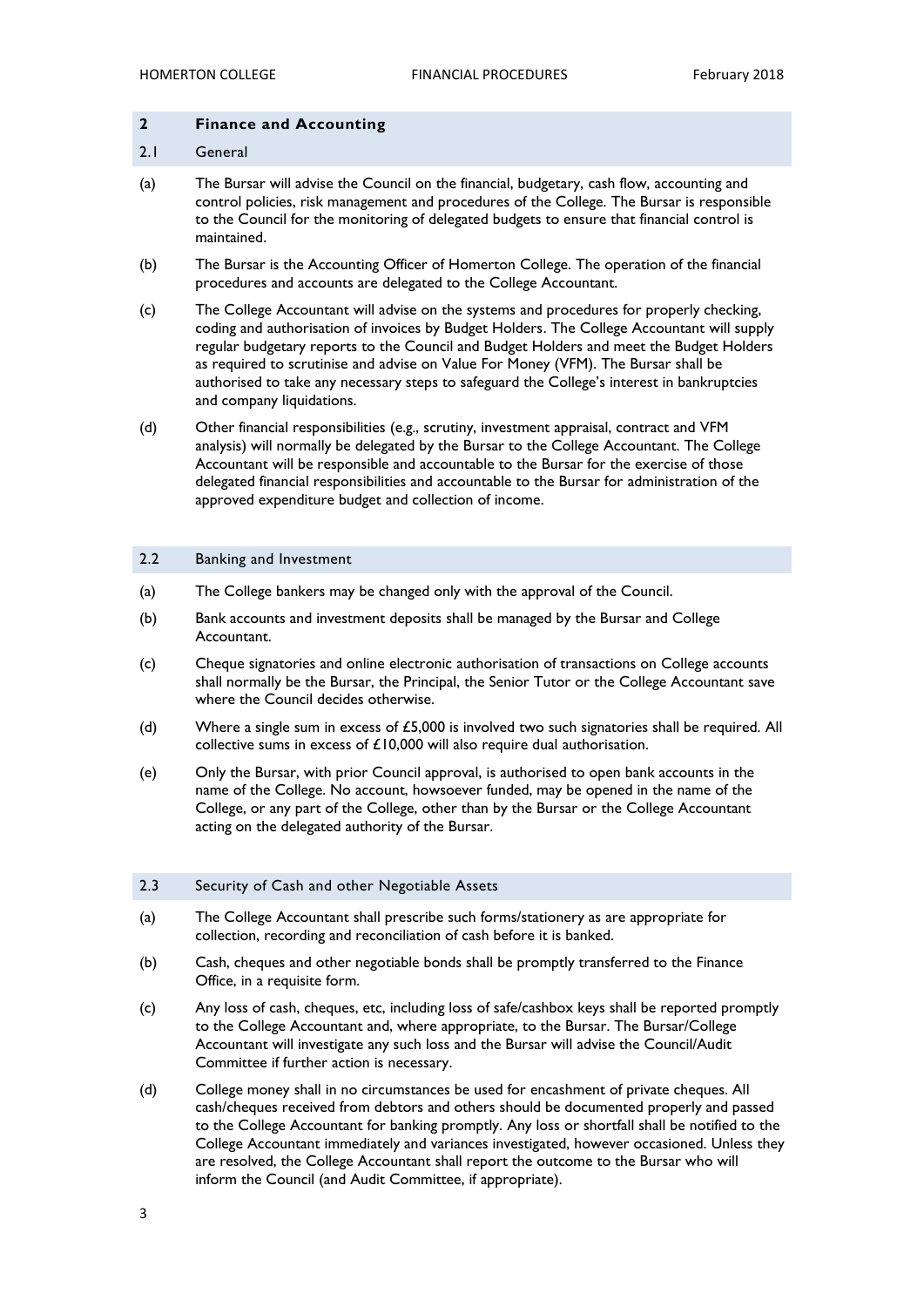## 2 Finance and Accounting

### 2.1 General

(a) The Bursar will advise the Council on the financial, budgetary, cash flow, accounting and control policies, risk management and procedures of the College. The Bursar is responsible to the Council for the monitoring of delegated budgets to ensure that financial control is maintained.

(b) The Bursar is the Accounting Officer of Homerton College. The operation of the financial procedures and accounts are delegated to the College Accountant.

(c) The College Accountant will advise on the systems and procedures for properly checking, coding and authorisation of invoices by Budget Holders. The College Accountant will supply regular budgetary reports to the Council and Budget Holders and meet the Budget Holders as required to scrutinise and advise on Value For Money (VFM). The Bursar shall be authorised to take any necessary steps to safeguard the College's interest in bankruptcies and company liquidations.

(d) Other financial responsibilities (e.g., scrutiny, investment appraisal, contract and VFM analysis) will normally be delegated by the Bursar to the College Accountant. The College Accountant will be responsible and accountable to the Bursar for the exercise of those delegated financial responsibilities and accountable to the Bursar for administration of the approved expenditure budget and collection of income.

### 2.2 Banking and Investment

(a) The College bankers may be changed only with the approval of the Council.

(b) Bank accounts and investment deposits shall be managed by the Bursar and College Accountant.

(c) Cheque signatories and online electronic authorisation of transactions on College accounts shall normally be the Bursar, the Principal, the Senior Tutor or the College Accountant save where the Council decides otherwise.

(d) Where a single sum in excess of £5,000 is involved two such signatories shall be required. All collective sums in excess of £10,000 will also require dual authorisation.

(e) Only the Bursar, with prior Council approval, is authorised to open bank accounts in the name of the College. No account, howsoever funded, may be opened in the name of the College, or any part of the College, other than by the Bursar or the College Accountant acting on the delegated authority of the Bursar.

### 2.3 Security of Cash and other Negotiable Assets

(a) The College Accountant shall prescribe such forms/stationery as are appropriate for collection, recording and reconciliation of cash before it is banked.

(b) Cash, cheques and other negotiable bonds shall be promptly transferred to the Finance Office, in a requisite form.

(c) Any loss of cash, cheques, etc, including loss of safe/cashbox keys shall be reported promptly to the College Accountant and, where appropriate, to the Bursar. The Bursar/College Accountant will investigate any such loss and the Bursar will advise the Council/Audit Committee if further action is necessary.

(d) College money shall in no circumstances be used for encashment of private cheques. All cash/cheques received from debtors and others should be documented properly and passed to the College Accountant for banking promptly. Any loss or shortfall shall be notified to the College Accountant immediately and variances investigated, however occasioned. Unless they are resolved, the College Accountant shall report the outcome to the Bursar who will inform the Council (and Audit Committee, if appropriate).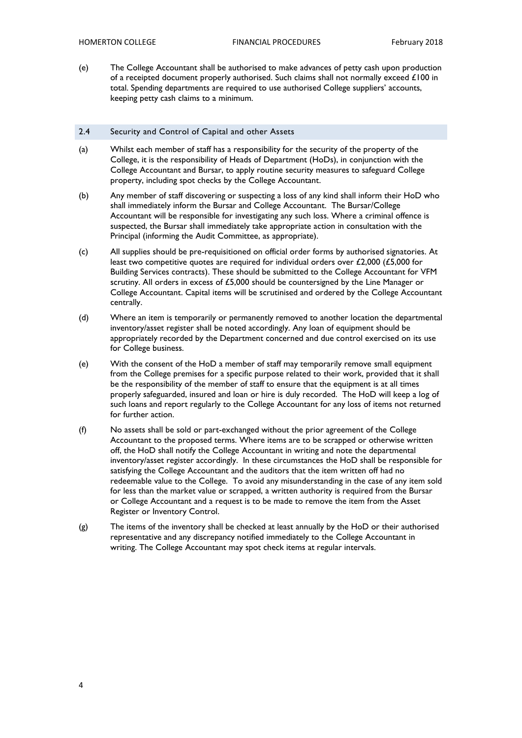(e) The College Accountant shall be authorised to make advances of petty cash upon production of a receipted document properly authorised. Such claims shall not normally exceed £100 in total. Spending departments are required to use authorised College suppliers' accounts, keeping petty cash claims to a minimum.

## 2.4 Security and Control of Capital and other Assets

(a) Whilst each member of staff has a responsibility for the security of the property of the College, it is the responsibility of Heads of Department (HoDs), in conjunction with the College Accountant and Bursar, to apply routine security measures to safeguard College property, including spot checks by the College Accountant.

(b) Any member of staff discovering or suspecting a loss of any kind shall inform their HoD who shall immediately inform the Bursar and College Accountant. The Bursar/College Accountant will be responsible for investigating any such loss. Where a criminal offence is suspected, the Bursar shall immediately take appropriate action in consultation with the Principal (informing the Audit Committee, as appropriate).

(c) All supplies should be pre-requisitioned on official order forms by authorised signatories. At least two competitive quotes are required for individual orders over £2,000 (£5,000 for Building Services contracts). These should be submitted to the College Accountant for VFM scrutiny. All orders in excess of £5,000 should be countersigned by the Line Manager or College Accountant. Capital items will be scrutinised and ordered by the College Accountant centrally.

(d) Where an item is temporarily or permanently removed to another location the departmental inventory/asset register shall be noted accordingly. Any loan of equipment should be appropriately recorded by the Department concerned and due control exercised on its use for College business.

(e) With the consent of the HoD a member of staff may temporarily remove small equipment from the College premises for a specific purpose related to their work, provided that it shall be the responsibility of the member of staff to ensure that the equipment is at all times properly safeguarded, insured and loan or hire is duly recorded. The HoD will keep a log of such loans and report regularly to the College Accountant for any loss of items not returned for further action.

(f) No assets shall be sold or part-exchanged without the prior agreement of the College Accountant to the proposed terms. Where items are to be scrapped or otherwise written off, the HoD shall notify the College Accountant in writing and note the departmental inventory/asset register accordingly. In these circumstances the HoD shall be responsible for satisfying the College Accountant and the auditors that the item written off had no redeemable value to the College. To avoid any misunderstanding in the case of any item sold for less than the market value or scrapped, a written authority is required from the Bursar or College Accountant and a request is to be made to remove the item from the Asset Register or Inventory Control.

(g) The items of the inventory shall be checked at least annually by the HoD or their authorised representative and any discrepancy notified immediately to the College Accountant in writing. The College Accountant may spot check items at regular intervals.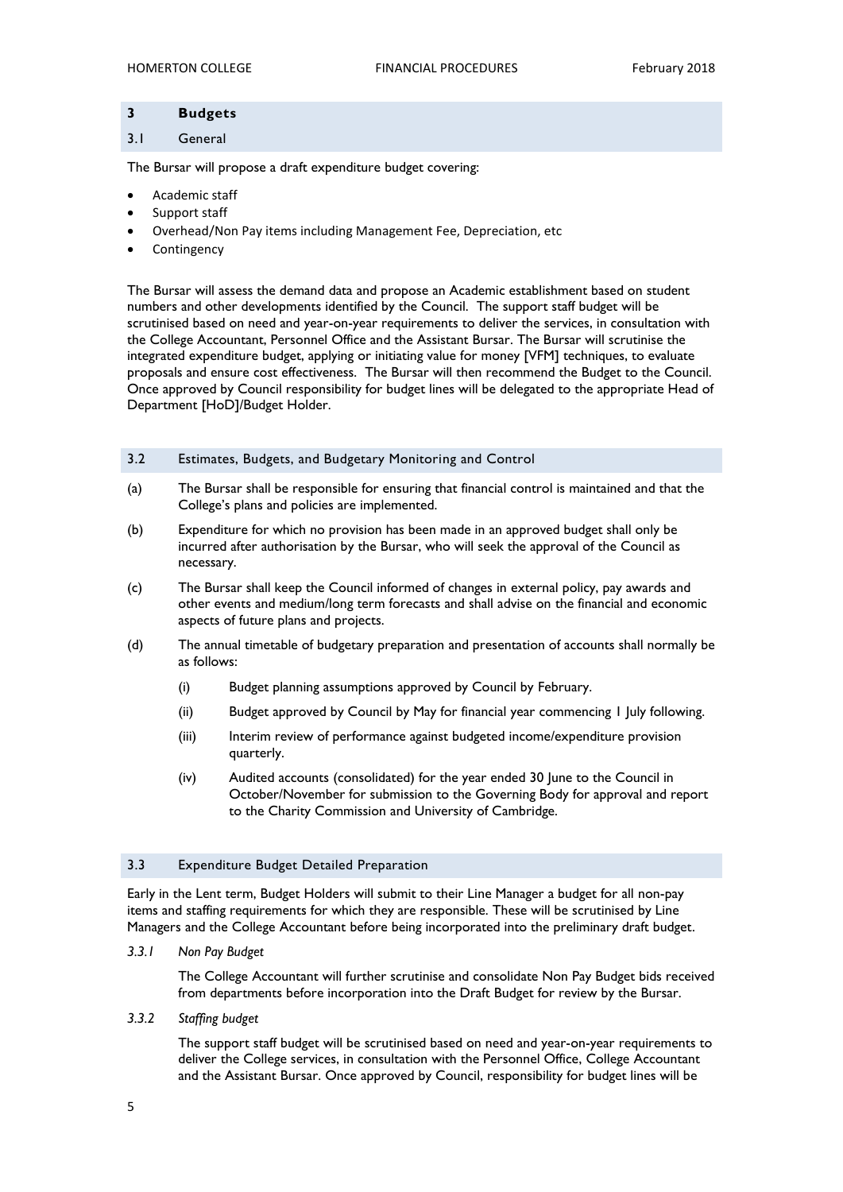## 3 Budgets

### 3.1 General

The Bursar will propose a draft expenditure budget covering:

- Academic staff
- Support staff
- Overhead/Non Pay items including Management Fee, Depreciation, etc
- Contingency

The Bursar will assess the demand data and propose an Academic establishment based on student numbers and other developments identified by the Council. The support staff budget will be scrutinised based on need and year-on-year requirements to deliver the services, in consultation with the College Accountant, Personnel Office and the Assistant Bursar. The Bursar will scrutinise the integrated expenditure budget, applying or initiating value for money [VFM] techniques, to evaluate proposals and ensure cost effectiveness. The Bursar will then recommend the Budget to the Council. Once approved by Council responsibility for budget lines will be delegated to the appropriate Head of Department [HoD]/Budget Holder.

### 3.2 Estimates, Budgets, and Budgetary Monitoring and Control

(a) The Bursar shall be responsible for ensuring that financial control is maintained and that the College's plans and policies are implemented.

(b) Expenditure for which no provision has been made in an approved budget shall only be incurred after authorisation by the Bursar, who will seek the approval of the Council as necessary.

(c) The Bursar shall keep the Council informed of changes in external policy, pay awards and other events and medium/long term forecasts and shall advise on the financial and economic aspects of future plans and projects.

(d) The annual timetable of budgetary preparation and presentation of accounts shall normally be as follows:

   (i) Budget planning assumptions approved by Council by February.

   (ii) Budget approved by Council by May for financial year commencing 1 July following.

   (iii) Interim review of performance against budgeted income/expenditure provision quarterly.

   (iv) Audited accounts (consolidated) for the year ended 30 June to the Council in October/November for submission to the Governing Body for approval and report to the Charity Commission and University of Cambridge.

### 3.3 Expenditure Budget Detailed Preparation

Early in the Lent term, Budget Holders will submit to their Line Manager a budget for all non-pay items and staffing requirements for which they are responsible. These will be scrutinised by Line Managers and the College Accountant before being incorporated into the preliminary draft budget.

*3.3.1 Non Pay Budget*

The College Accountant will further scrutinise and consolidate Non Pay Budget bids received from departments before incorporation into the Draft Budget for review by the Bursar.

*3.3.2 Staffing budget*

The support staff budget will be scrutinised based on need and year-on-year requirements to deliver the College services, in consultation with the Personnel Office, College Accountant and the Assistant Bursar. Once approved by Council, responsibility for budget lines will be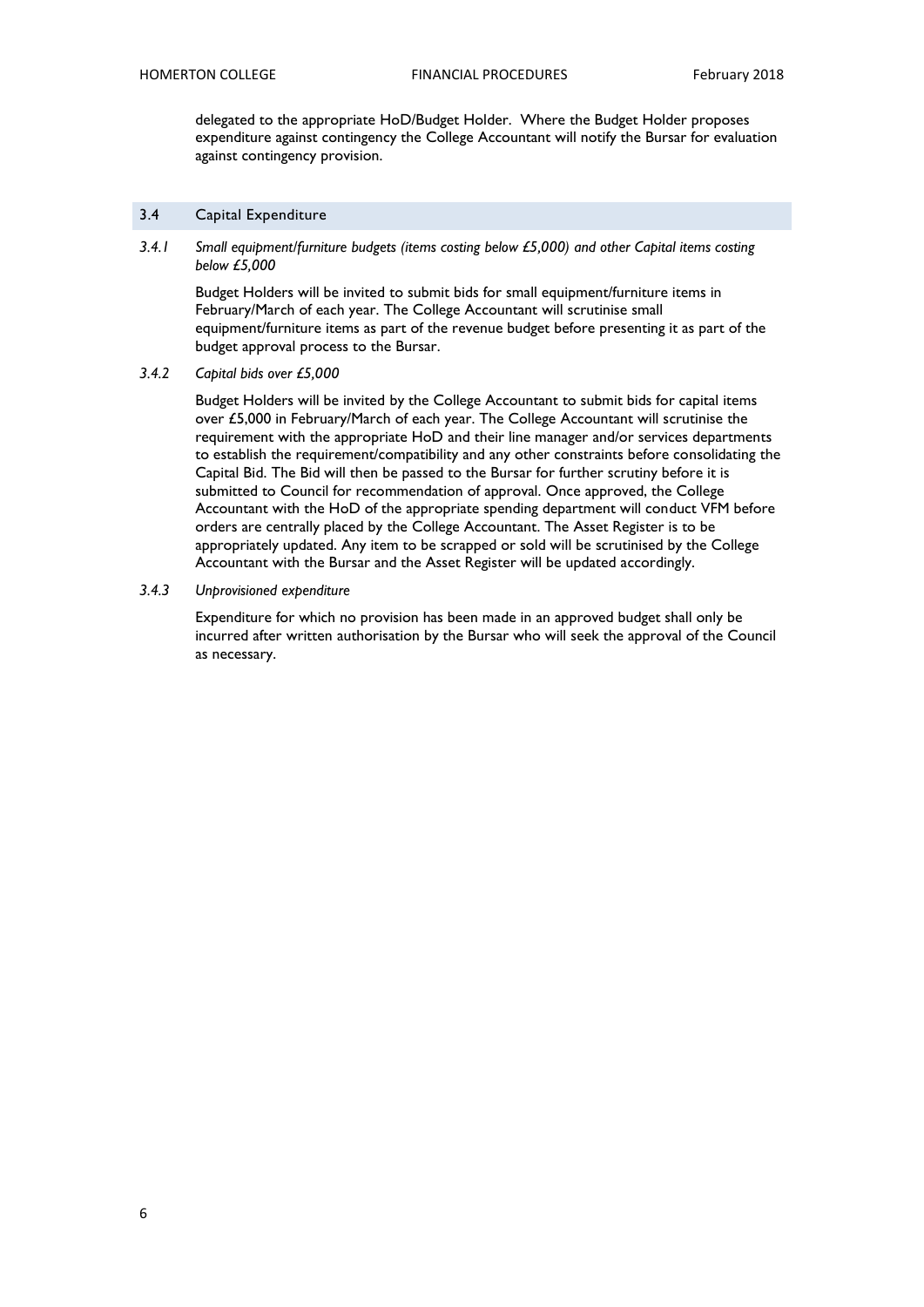delegated to the appropriate HoD/Budget Holder. Where the Budget Holder proposes expenditure against contingency the College Accountant will notify the Bursar for evaluation against contingency provision.

## 3.4 Capital Expenditure

### *3.4.1 Small equipment/furniture budgets (items costing below £5,000) and other Capital items costing below £5,000*

Budget Holders will be invited to submit bids for small equipment/furniture items in February/March of each year. The College Accountant will scrutinise small equipment/furniture items as part of the revenue budget before presenting it as part of the budget approval process to the Bursar.

### *3.4.2 Capital bids over £5,000*

Budget Holders will be invited by the College Accountant to submit bids for capital items over £5,000 in February/March of each year. The College Accountant will scrutinise the requirement with the appropriate HoD and their line manager and/or services departments to establish the requirement/compatibility and any other constraints before consolidating the Capital Bid. The Bid will then be passed to the Bursar for further scrutiny before it is submitted to Council for recommendation of approval. Once approved, the College Accountant with the HoD of the appropriate spending department will conduct VFM before orders are centrally placed by the College Accountant. The Asset Register is to be appropriately updated. Any item to be scrapped or sold will be scrutinised by the College Accountant with the Bursar and the Asset Register will be updated accordingly.

### *3.4.3 Unprovisioned expenditure*

Expenditure for which no provision has been made in an approved budget shall only be incurred after written authorisation by the Bursar who will seek the approval of the Council as necessary.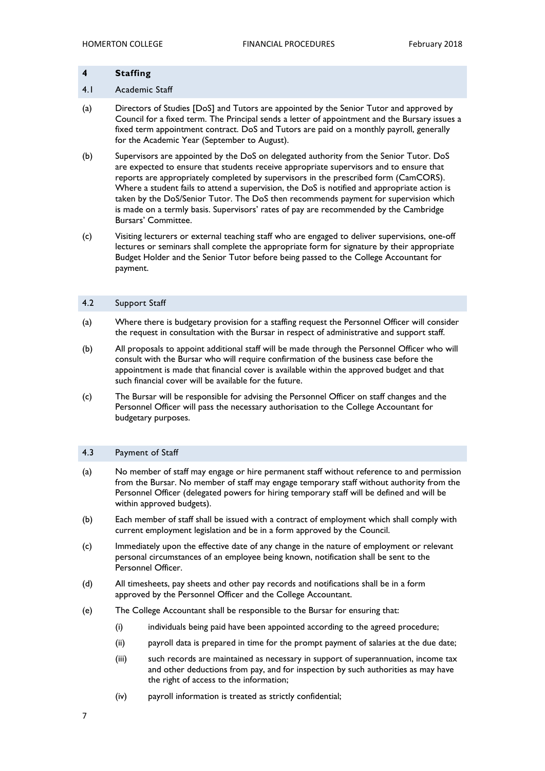## 4 Staffing

### 4.1 Academic Staff

(a) Directors of Studies [DoS] and Tutors are appointed by the Senior Tutor and approved by Council for a fixed term. The Principal sends a letter of appointment and the Bursary issues a fixed term appointment contract. DoS and Tutors are paid on a monthly payroll, generally for the Academic Year (September to August).

(b) Supervisors are appointed by the DoS on delegated authority from the Senior Tutor. DoS are expected to ensure that students receive appropriate supervisors and to ensure that reports are appropriately completed by supervisors in the prescribed form (CamCORS). Where a student fails to attend a supervision, the DoS is notified and appropriate action is taken by the DoS/Senior Tutor. The DoS then recommends payment for supervision which is made on a termly basis. Supervisors' rates of pay are recommended by the Cambridge Bursars' Committee.

(c) Visiting lecturers or external teaching staff who are engaged to deliver supervisions, one-off lectures or seminars shall complete the appropriate form for signature by their appropriate Budget Holder and the Senior Tutor before being passed to the College Accountant for payment.

### 4.2 Support Staff

(a) Where there is budgetary provision for a staffing request the Personnel Officer will consider the request in consultation with the Bursar in respect of administrative and support staff.

(b) All proposals to appoint additional staff will be made through the Personnel Officer who will consult with the Bursar who will require confirmation of the business case before the appointment is made that financial cover is available within the approved budget and that such financial cover will be available for the future.

(c) The Bursar will be responsible for advising the Personnel Officer on staff changes and the Personnel Officer will pass the necessary authorisation to the College Accountant for budgetary purposes.

### 4.3 Payment of Staff

(a) No member of staff may engage or hire permanent staff without reference to and permission from the Bursar. No member of staff may engage temporary staff without authority from the Personnel Officer (delegated powers for hiring temporary staff will be defined and will be within approved budgets).

(b) Each member of staff shall be issued with a contract of employment which shall comply with current employment legislation and be in a form approved by the Council.

(c) Immediately upon the effective date of any change in the nature of employment or relevant personal circumstances of an employee being known, notification shall be sent to the Personnel Officer.

(d) All timesheets, pay sheets and other pay records and notifications shall be in a form approved by the Personnel Officer and the College Accountant.

(e) The College Accountant shall be responsible to the Bursar for ensuring that:

- (i) individuals being paid have been appointed according to the agreed procedure;
- (ii) payroll data is prepared in time for the prompt payment of salaries at the due date;
- (iii) such records are maintained as necessary in support of superannuation, income tax and other deductions from pay, and for inspection by such authorities as may have the right of access to the information;
- (iv) payroll information is treated as strictly confidential;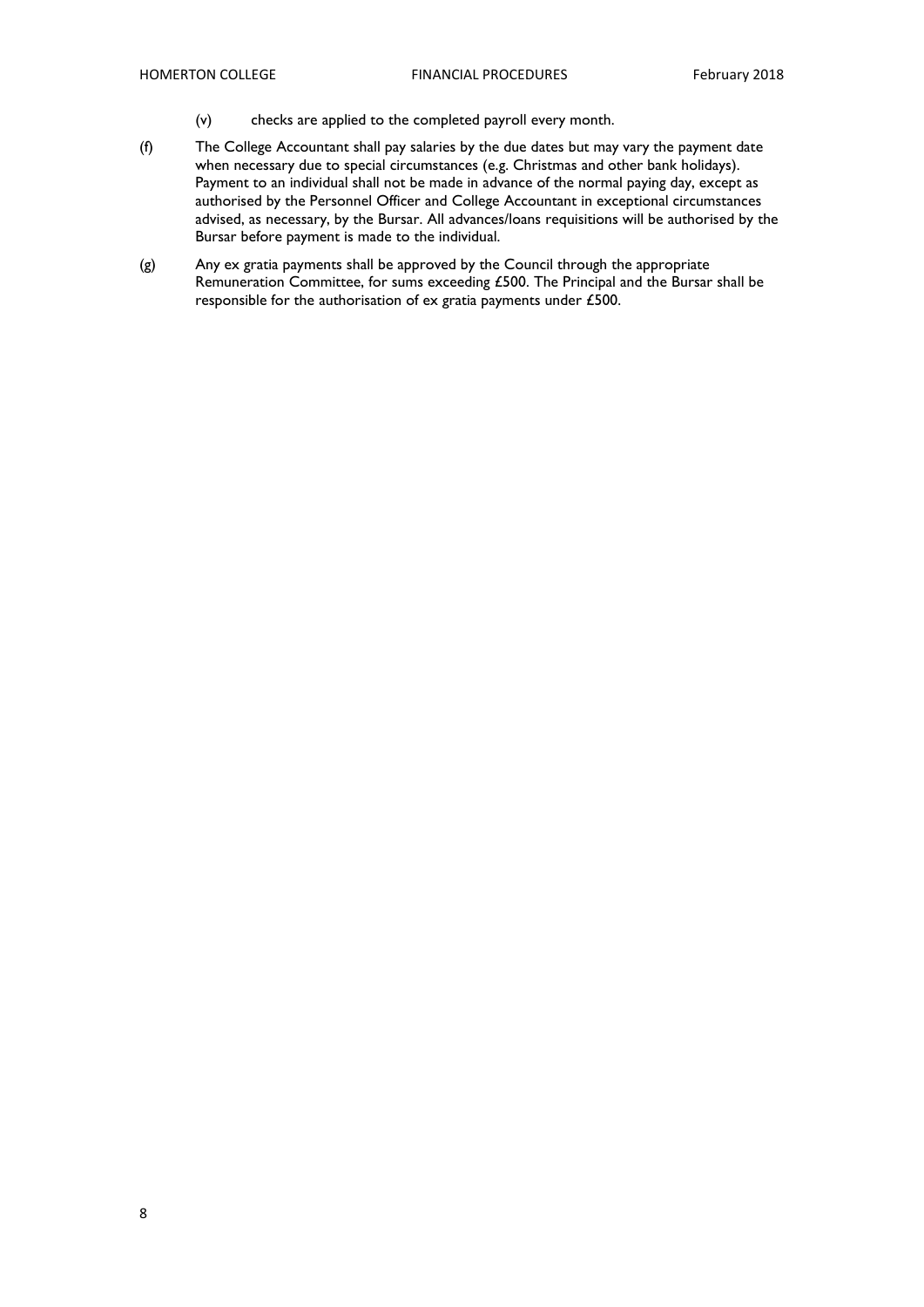(v) checks are applied to the completed payroll every month.

(f) The College Accountant shall pay salaries by the due dates but may vary the payment date when necessary due to special circumstances (e.g. Christmas and other bank holidays). Payment to an individual shall not be made in advance of the normal paying day, except as authorised by the Personnel Officer and College Accountant in exceptional circumstances advised, as necessary, by the Bursar. All advances/loans requisitions will be authorised by the Bursar before payment is made to the individual.

(g) Any ex gratia payments shall be approved by the Council through the appropriate Remuneration Committee, for sums exceeding £500. The Principal and the Bursar shall be responsible for the authorisation of ex gratia payments under £500.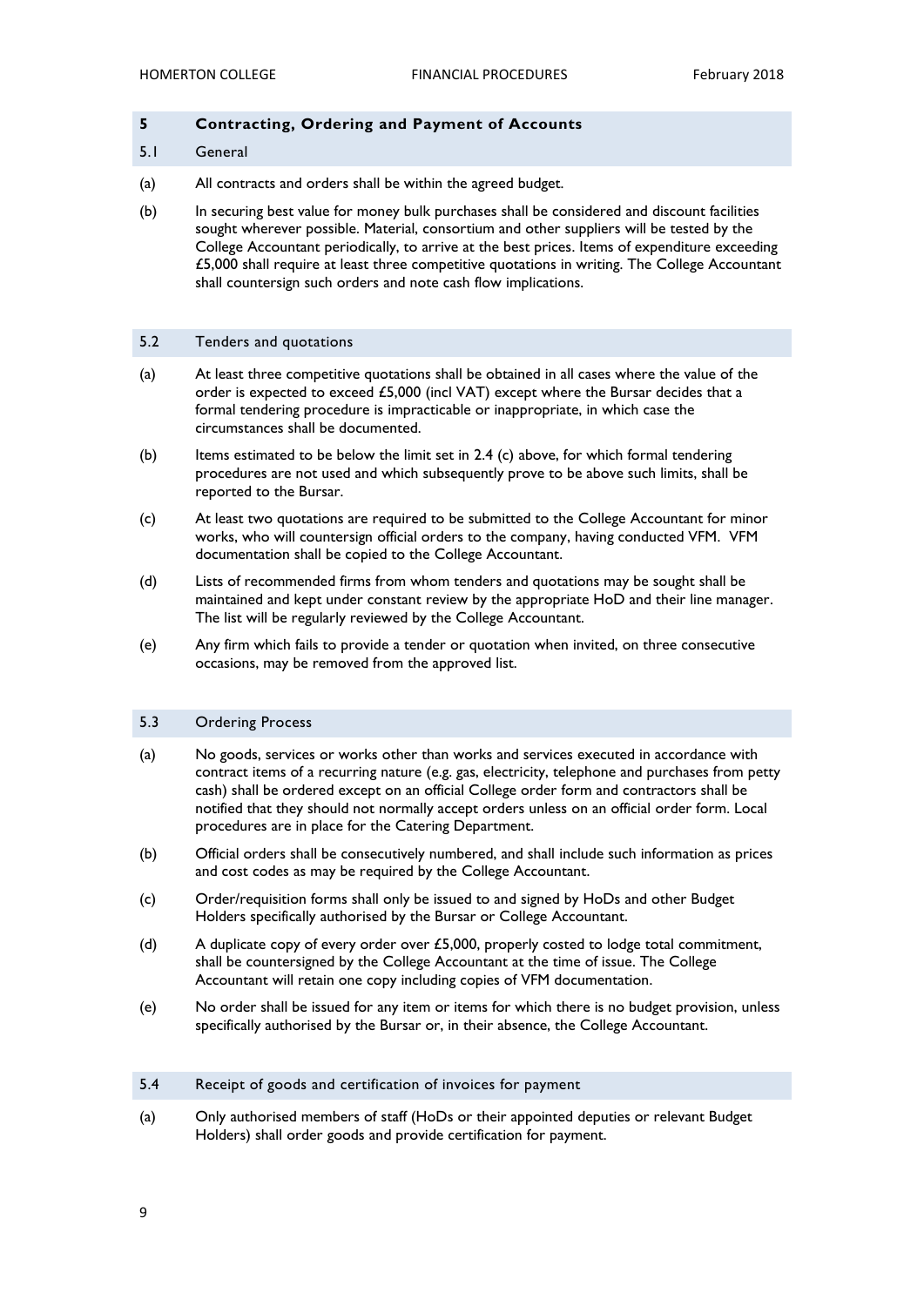## 5 Contracting, Ordering and Payment of Accounts

### 5.1 General

(a) All contracts and orders shall be within the agreed budget.

(b) In securing best value for money bulk purchases shall be considered and discount facilities sought wherever possible. Material, consortium and other suppliers will be tested by the College Accountant periodically, to arrive at the best prices. Items of expenditure exceeding £5,000 shall require at least three competitive quotations in writing. The College Accountant shall countersign such orders and note cash flow implications.

### 5.2 Tenders and quotations

(a) At least three competitive quotations shall be obtained in all cases where the value of the order is expected to exceed £5,000 (incl VAT) except where the Bursar decides that a formal tendering procedure is impracticable or inappropriate, in which case the circumstances shall be documented.

(b) Items estimated to be below the limit set in 2.4 (c) above, for which formal tendering procedures are not used and which subsequently prove to be above such limits, shall be reported to the Bursar.

(c) At least two quotations are required to be submitted to the College Accountant for minor works, who will countersign official orders to the company, having conducted VFM. VFM documentation shall be copied to the College Accountant.

(d) Lists of recommended firms from whom tenders and quotations may be sought shall be maintained and kept under constant review by the appropriate HoD and their line manager. The list will be regularly reviewed by the College Accountant.

(e) Any firm which fails to provide a tender or quotation when invited, on three consecutive occasions, may be removed from the approved list.

### 5.3 Ordering Process

(a) No goods, services or works other than works and services executed in accordance with contract items of a recurring nature (e.g. gas, electricity, telephone and purchases from petty cash) shall be ordered except on an official College order form and contractors shall be notified that they should not normally accept orders unless on an official order form. Local procedures are in place for the Catering Department.

(b) Official orders shall be consecutively numbered, and shall include such information as prices and cost codes as may be required by the College Accountant.

(c) Order/requisition forms shall only be issued to and signed by HoDs and other Budget Holders specifically authorised by the Bursar or College Accountant.

(d) A duplicate copy of every order over £5,000, properly costed to lodge total commitment, shall be countersigned by the College Accountant at the time of issue. The College Accountant will retain one copy including copies of VFM documentation.

(e) No order shall be issued for any item or items for which there is no budget provision, unless specifically authorised by the Bursar or, in their absence, the College Accountant.

### 5.4 Receipt of goods and certification of invoices for payment

(a) Only authorised members of staff (HoDs or their appointed deputies or relevant Budget Holders) shall order goods and provide certification for payment.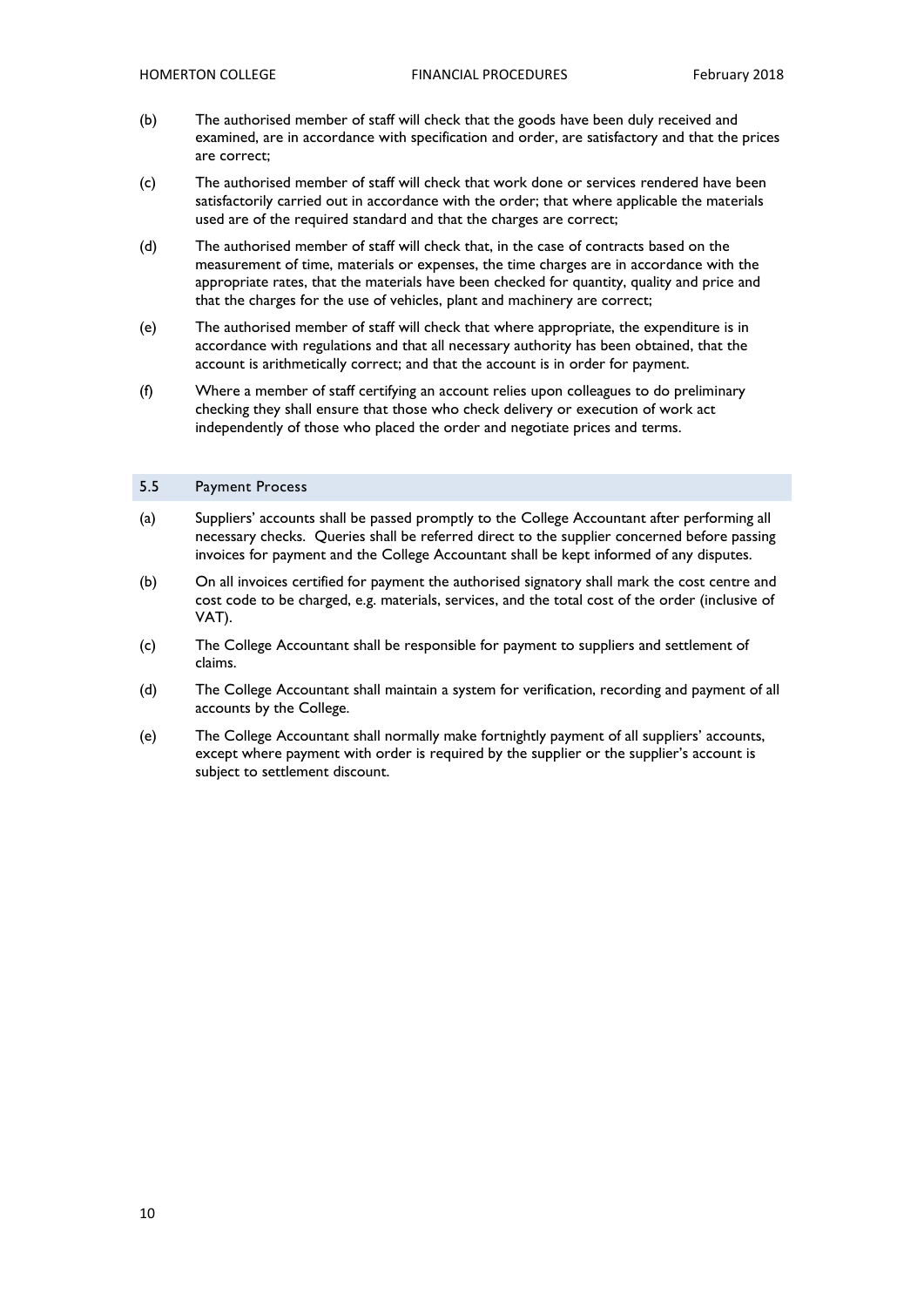(b) The authorised member of staff will check that the goods have been duly received and examined, are in accordance with specification and order, are satisfactory and that the prices are correct;

(c) The authorised member of staff will check that work done or services rendered have been satisfactorily carried out in accordance with the order; that where applicable the materials used are of the required standard and that the charges are correct;

(d) The authorised member of staff will check that, in the case of contracts based on the measurement of time, materials or expenses, the time charges are in accordance with the appropriate rates, that the materials have been checked for quantity, quality and price and that the charges for the use of vehicles, plant and machinery are correct;

(e) The authorised member of staff will check that where appropriate, the expenditure is in accordance with regulations and that all necessary authority has been obtained, that the account is arithmetically correct; and that the account is in order for payment.

(f) Where a member of staff certifying an account relies upon colleagues to do preliminary checking they shall ensure that those who check delivery or execution of work act independently of those who placed the order and negotiate prices and terms.

## 5.5 Payment Process

(a) Suppliers' accounts shall be passed promptly to the College Accountant after performing all necessary checks. Queries shall be referred direct to the supplier concerned before passing invoices for payment and the College Accountant shall be kept informed of any disputes.

(b) On all invoices certified for payment the authorised signatory shall mark the cost centre and cost code to be charged, e.g. materials, services, and the total cost of the order (inclusive of VAT).

(c) The College Accountant shall be responsible for payment to suppliers and settlement of claims.

(d) The College Accountant shall maintain a system for verification, recording and payment of all accounts by the College.

(e) The College Accountant shall normally make fortnightly payment of all suppliers' accounts, except where payment with order is required by the supplier or the supplier's account is subject to settlement discount.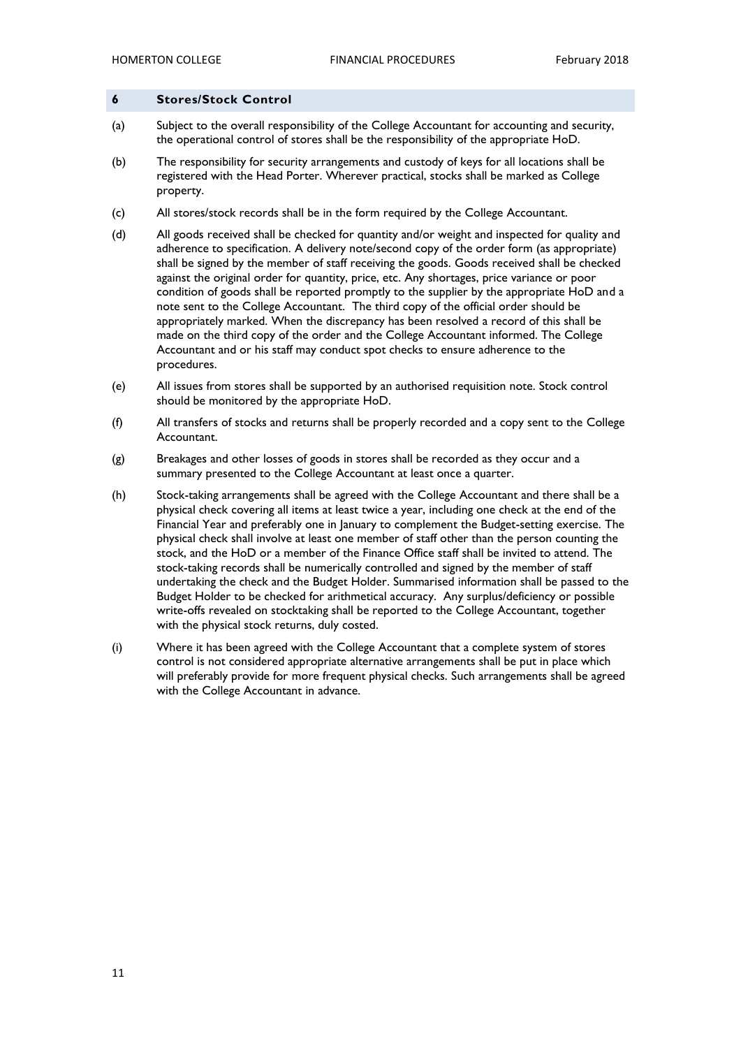## 6 Stores/Stock Control

(a) Subject to the overall responsibility of the College Accountant for accounting and security, the operational control of stores shall be the responsibility of the appropriate HoD.

(b) The responsibility for security arrangements and custody of keys for all locations shall be registered with the Head Porter. Wherever practical, stocks shall be marked as College property.

(c) All stores/stock records shall be in the form required by the College Accountant.

(d) All goods received shall be checked for quantity and/or weight and inspected for quality and adherence to specification. A delivery note/second copy of the order form (as appropriate) shall be signed by the member of staff receiving the goods. Goods received shall be checked against the original order for quantity, price, etc. Any shortages, price variance or poor condition of goods shall be reported promptly to the supplier by the appropriate HoD and a note sent to the College Accountant. The third copy of the official order should be appropriately marked. When the discrepancy has been resolved a record of this shall be made on the third copy of the order and the College Accountant informed. The College Accountant and or his staff may conduct spot checks to ensure adherence to the procedures.

(e) All issues from stores shall be supported by an authorised requisition note. Stock control should be monitored by the appropriate HoD.

(f) All transfers of stocks and returns shall be properly recorded and a copy sent to the College Accountant.

(g) Breakages and other losses of goods in stores shall be recorded as they occur and a summary presented to the College Accountant at least once a quarter.

(h) Stock-taking arrangements shall be agreed with the College Accountant and there shall be a physical check covering all items at least twice a year, including one check at the end of the Financial Year and preferably one in January to complement the Budget-setting exercise. The physical check shall involve at least one member of staff other than the person counting the stock, and the HoD or a member of the Finance Office staff shall be invited to attend. The stock-taking records shall be numerically controlled and signed by the member of staff undertaking the check and the Budget Holder. Summarised information shall be passed to the Budget Holder to be checked for arithmetical accuracy. Any surplus/deficiency or possible write-offs revealed on stocktaking shall be reported to the College Accountant, together with the physical stock returns, duly costed.

(i) Where it has been agreed with the College Accountant that a complete system of stores control is not considered appropriate alternative arrangements shall be put in place which will preferably provide for more frequent physical checks. Such arrangements shall be agreed with the College Accountant in advance.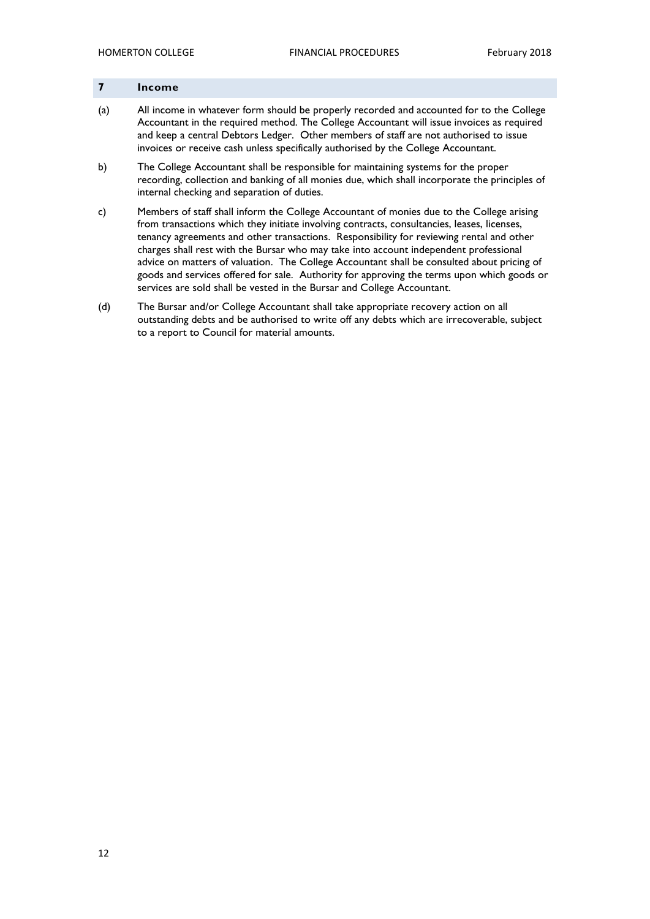## 7 Income

(a) All income in whatever form should be properly recorded and accounted for to the College Accountant in the required method. The College Accountant will issue invoices as required and keep a central Debtors Ledger. Other members of staff are not authorised to issue invoices or receive cash unless specifically authorised by the College Accountant.

b) The College Accountant shall be responsible for maintaining systems for the proper recording, collection and banking of all monies due, which shall incorporate the principles of internal checking and separation of duties.

c) Members of staff shall inform the College Accountant of monies due to the College arising from transactions which they initiate involving contracts, consultancies, leases, licenses, tenancy agreements and other transactions. Responsibility for reviewing rental and other charges shall rest with the Bursar who may take into account independent professional advice on matters of valuation. The College Accountant shall be consulted about pricing of goods and services offered for sale. Authority for approving the terms upon which goods or services are sold shall be vested in the Bursar and College Accountant.

(d) The Bursar and/or College Accountant shall take appropriate recovery action on all outstanding debts and be authorised to write off any debts which are irrecoverable, subject to a report to Council for material amounts.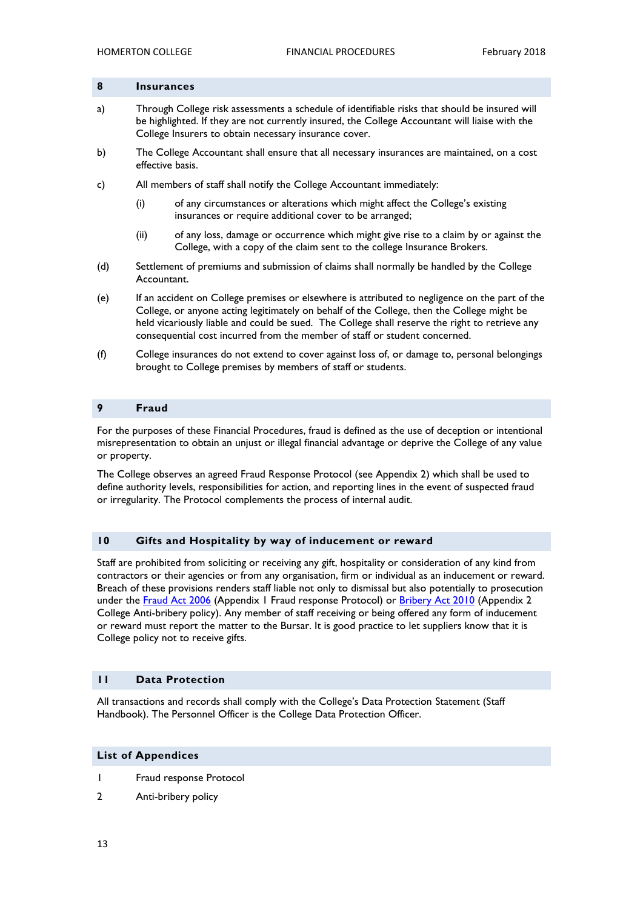## 8 Insurances

a) Through College risk assessments a schedule of identifiable risks that should be insured will be highlighted. If they are not currently insured, the College Accountant will liaise with the College Insurers to obtain necessary insurance cover.

b) The College Accountant shall ensure that all necessary insurances are maintained, on a cost effective basis.

c) All members of staff shall notify the College Accountant immediately:

   (i) of any circumstances or alterations which might affect the College's existing insurances or require additional cover to be arranged;

   (ii) of any loss, damage or occurrence which might give rise to a claim by or against the College, with a copy of the claim sent to the college Insurance Brokers.

(d) Settlement of premiums and submission of claims shall normally be handled by the College Accountant.

(e) If an accident on College premises or elsewhere is attributed to negligence on the part of the College, or anyone acting legitimately on behalf of the College, then the College might be held vicariously liable and could be sued. The College shall reserve the right to retrieve any consequential cost incurred from the member of staff or student concerned.

(f) College insurances do not extend to cover against loss of, or damage to, personal belongings brought to College premises by members of staff or students.

## 9 Fraud

For the purposes of these Financial Procedures, fraud is defined as the use of deception or intentional misrepresentation to obtain an unjust or illegal financial advantage or deprive the College of any value or property.

The College observes an agreed Fraud Response Protocol (see Appendix 2) which shall be used to define authority levels, responsibilities for action, and reporting lines in the event of suspected fraud or irregularity. The Protocol complements the process of internal audit.

## 10 Gifts and Hospitality by way of inducement or reward

Staff are prohibited from soliciting or receiving any gift, hospitality or consideration of any kind from contractors or their agencies or from any organisation, firm or individual as an inducement or reward. Breach of these provisions renders staff liable not only to dismissal but also potentially to prosecution under the Fraud Act 2006 (Appendix 1 Fraud response Protocol) or Bribery Act 2010 (Appendix 2 College Anti-bribery policy). Any member of staff receiving or being offered any form of inducement or reward must report the matter to the Bursar. It is good practice to let suppliers know that it is College policy not to receive gifts.

## 11 Data Protection

All transactions and records shall comply with the College's Data Protection Statement (Staff Handbook). The Personnel Officer is the College Data Protection Officer.

## List of Appendices

1 Fraud response Protocol

2 Anti-bribery policy